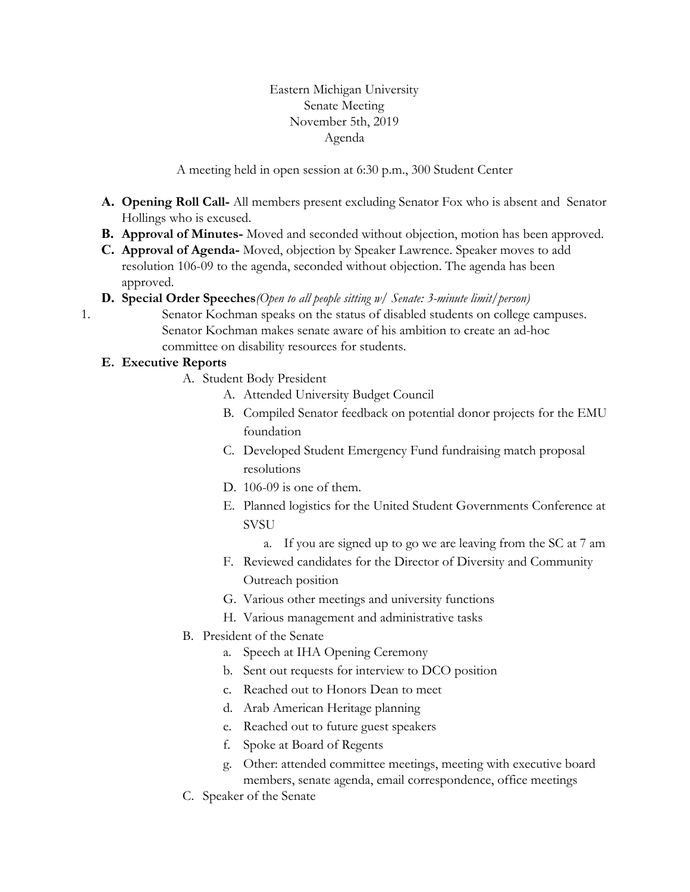Eastern Michigan University
Senate Meeting
November 5th, 2019
Agenda

A meeting held in open session at 6:30 p.m., 300 Student Center

**A. Opening Roll Call-** All members present excluding Senator Fox who is absent and Senator Hollings who is excused.

**B. Approval of Minutes-** Moved and seconded without objection, motion has been approved.

**C. Approval of Agenda-** Moved, objection by Speaker Lawrence. Speaker moves to add resolution 106-09 to the agenda, seconded without objection. The agenda has been approved.

**D. Special Order Speeches***(Open to all people sitting w/ Senate: 3-minute limit/person)*

1. Senator Kochman speaks on the status of disabled students on college campuses. Senator Kochman makes senate aware of his ambition to create an ad-hoc committee on disability resources for students.

**E. Executive Reports**

- A. Student Body President
  - A. Attended University Budget Council
  - B. Compiled Senator feedback on potential donor projects for the EMU foundation
  - C. Developed Student Emergency Fund fundraising match proposal resolutions
  - D. 106-09 is one of them.
  - E. Planned logistics for the United Student Governments Conference at SVSU
    - a. If you are signed up to go we are leaving from the SC at 7 am
  - F. Reviewed candidates for the Director of Diversity and Community Outreach position
  - G. Various other meetings and university functions
  - H. Various management and administrative tasks
- B. President of the Senate
  - a. Speech at IHA Opening Ceremony
  - b. Sent out requests for interview to DCO position
  - c. Reached out to Honors Dean to meet
  - d. Arab American Heritage planning
  - e. Reached out to future guest speakers
  - f. Spoke at Board of Regents
  - g. Other: attended committee meetings, meeting with executive board members, senate agenda, email correspondence, office meetings
- C. Speaker of the Senate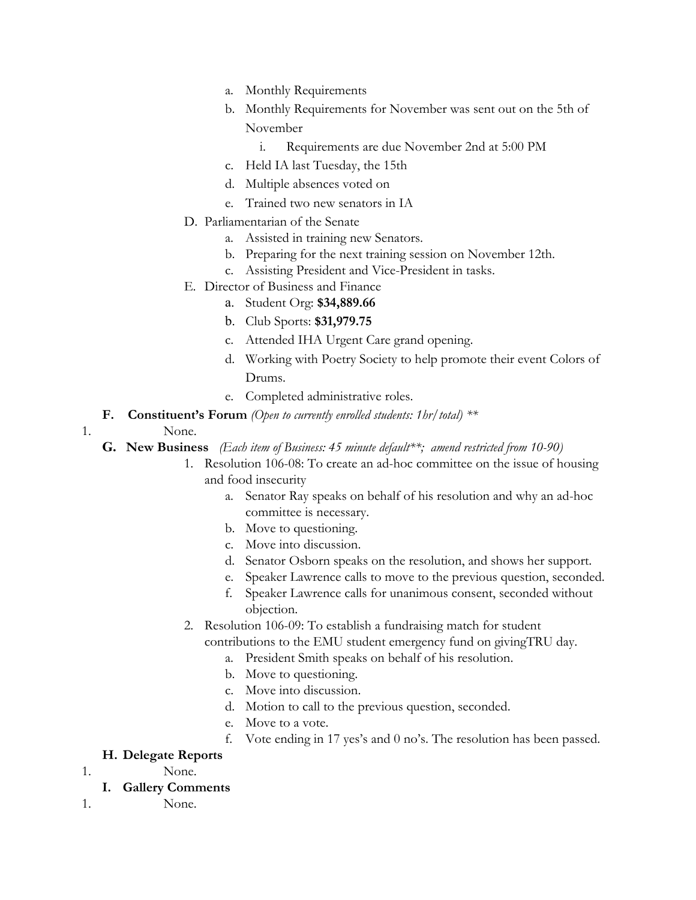- a. Monthly Requirements
   - b. Monthly Requirements for November was sent out on the 5th of November
     - i. Requirements are due November 2nd at 5:00 PM
   - c. Held IA last Tuesday, the 15th
   - d. Multiple absences voted on
   - e. Trained two new senators in IA

D. Parliamentarian of the Senate
   - a. Assisted in training new Senators.
   - b. Preparing for the next training session on November 12th.
   - c. Assisting President and Vice-President in tasks.

E. Director of Business and Finance
   - a. Student Org: **$34,889.66**
   - b. Club Sports: **$31,979.75**
   - c. Attended IHA Urgent Care grand opening.
   - d. Working with Poetry Society to help promote their event Colors of Drums.
   - e. Completed administrative roles.

**F. Constituent's Forum** *(Open to currently enrolled students: 1hr/total) ***

1. None.

**G. New Business** *(Each item of Business: 45 minute default**; amend restricted from 10-90)*

1. Resolution 106-08: To create an ad-hoc committee on the issue of housing and food insecurity
   - a. Senator Ray speaks on behalf of his resolution and why an ad-hoc committee is necessary.
   - b. Move to questioning.
   - c. Move into discussion.
   - d. Senator Osborn speaks on the resolution, and shows her support.
   - e. Speaker Lawrence calls to move to the previous question, seconded.
   - f. Speaker Lawrence calls for unanimous consent, seconded without objection.
2. Resolution 106-09: To establish a fundraising match for student contributions to the EMU student emergency fund on givingTRU day.
   - a. President Smith speaks on behalf of his resolution.
   - b. Move to questioning.
   - c. Move into discussion.
   - d. Motion to call to the previous question, seconded.
   - e. Move to a vote.
   - f. Vote ending in 17 yes's and 0 no's. The resolution has been passed.

**H. Delegate Reports**

1. None.

**I. Gallery Comments**

1. None.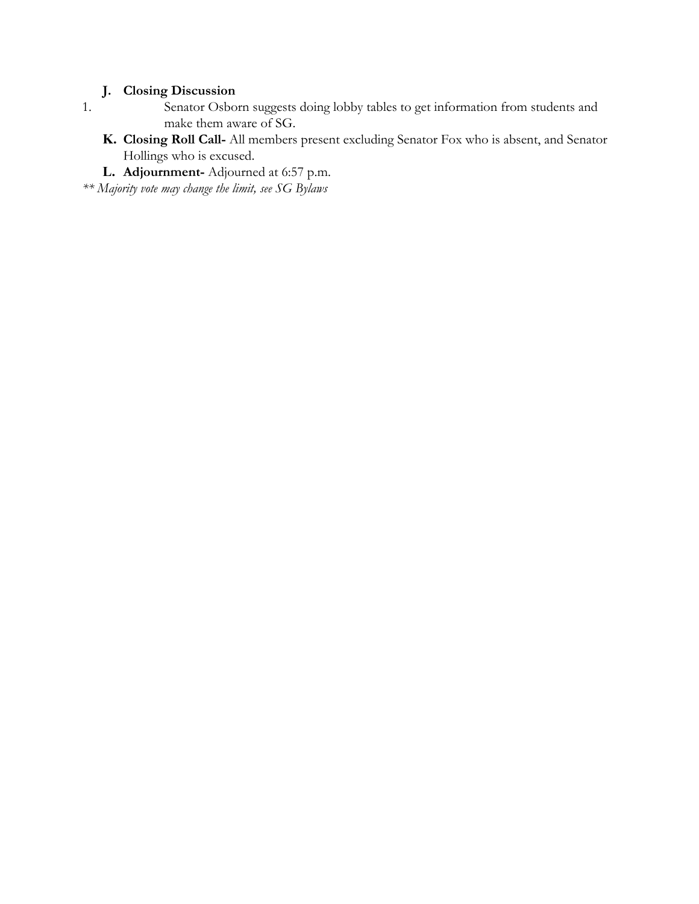**J. Closing Discussion**

1. Senator Osborn suggests doing lobby tables to get information from students and make them aware of SG.

**K. Closing Roll Call-** All members present excluding Senator Fox who is absent, and Senator Hollings who is excused.

**L. Adjournment-** Adjourned at 6:57 p.m.

*** Majority vote may change the limit, see SG Bylaws*